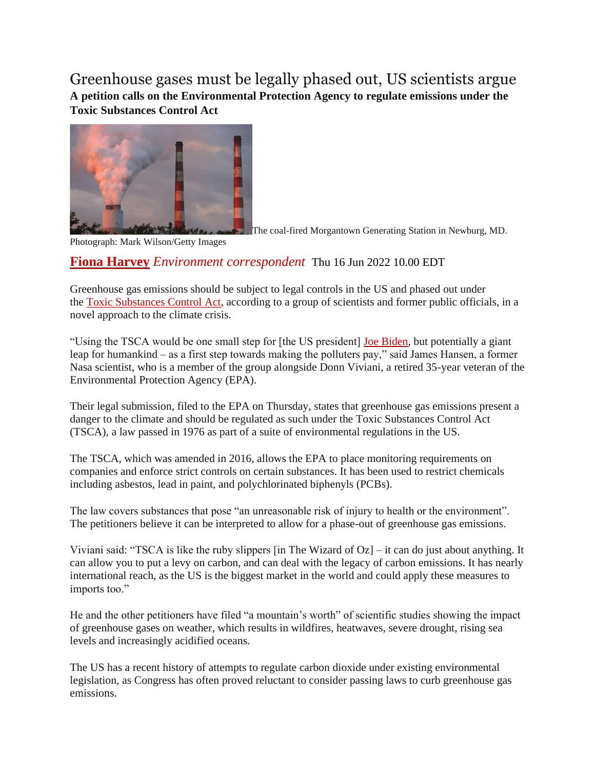# Greenhouse gases must be legally phased out, US scientists argue

**A petition calls on the Environmental Protection Agency to regulate emissions under the Toxic Substances Control Act**

The coal-fired Morgantown Generating Station in Newburg, MD. Photograph: Mark Wilson/Getty Images

**Fiona Harvey** *Environment correspondent* Thu 16 Jun 2022 10.00 EDT

Greenhouse gas emissions should be subject to legal controls in the US and phased out under the Toxic Substances Control Act, according to a group of scientists and former public officials, in a novel approach to the climate crisis.

"Using the TSCA would be one small step for [the US president] Joe Biden, but potentially a giant leap for humankind – as a first step towards making the polluters pay," said James Hansen, a former Nasa scientist, who is a member of the group alongside Donn Viviani, a retired 35-year veteran of the Environmental Protection Agency (EPA).

Their legal submission, filed to the EPA on Thursday, states that greenhouse gas emissions present a danger to the climate and should be regulated as such under the Toxic Substances Control Act (TSCA), a law passed in 1976 as part of a suite of environmental regulations in the US.

The TSCA, which was amended in 2016, allows the EPA to place monitoring requirements on companies and enforce strict controls on certain substances. It has been used to restrict chemicals including asbestos, lead in paint, and polychlorinated biphenyls (PCBs).

The law covers substances that pose "an unreasonable risk of injury to health or the environment". The petitioners believe it can be interpreted to allow for a phase-out of greenhouse gas emissions.

Viviani said: "TSCA is like the ruby slippers [in The Wizard of Oz] – it can do just about anything. It can allow you to put a levy on carbon, and can deal with the legacy of carbon emissions. It has nearly international reach, as the US is the biggest market in the world and could apply these measures to imports too."

He and the other petitioners have filed "a mountain's worth" of scientific studies showing the impact of greenhouse gases on weather, which results in wildfires, heatwaves, severe drought, rising sea levels and increasingly acidified oceans.

The US has a recent history of attempts to regulate carbon dioxide under existing environmental legislation, as Congress has often proved reluctant to consider passing laws to curb greenhouse gas emissions.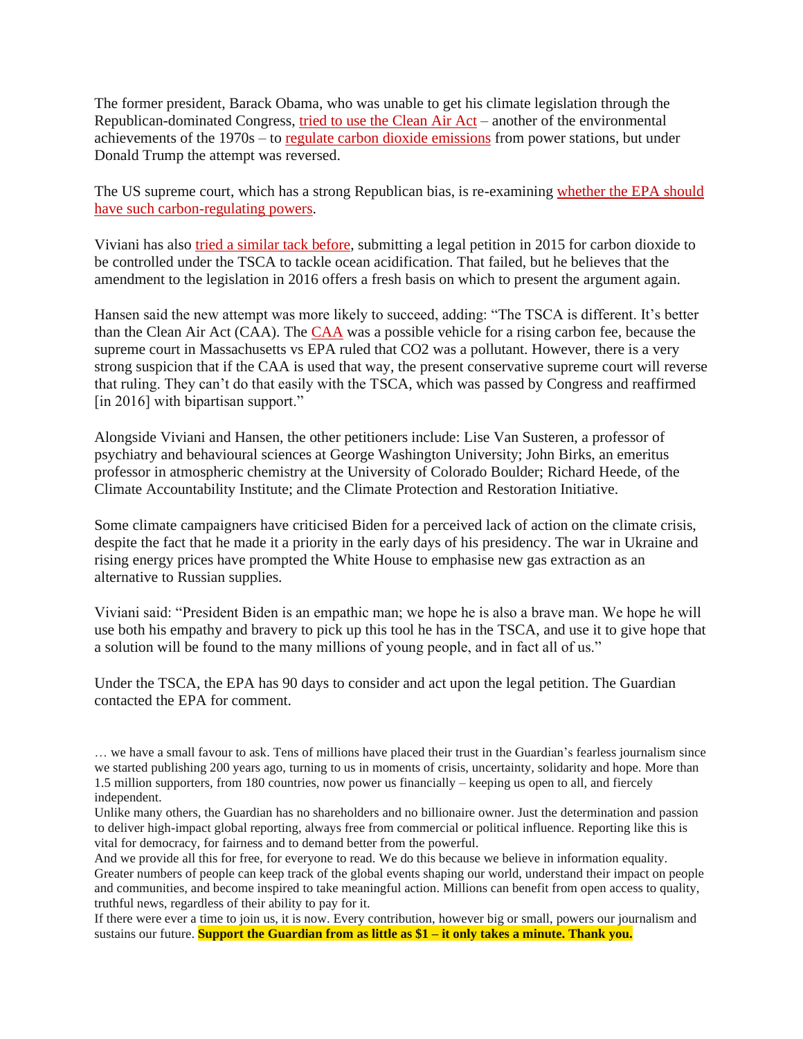The former president, Barack Obama, who was unable to get his climate legislation through the Republican-dominated Congress, tried to use the Clean Air Act – another of the environmental achievements of the 1970s – to regulate carbon dioxide emissions from power stations, but under Donald Trump the attempt was reversed.

The US supreme court, which has a strong Republican bias, is re-examining whether the EPA should have such carbon-regulating powers.

Viviani has also tried a similar tack before, submitting a legal petition in 2015 for carbon dioxide to be controlled under the TSCA to tackle ocean acidification. That failed, but he believes that the amendment to the legislation in 2016 offers a fresh basis on which to present the argument again.

Hansen said the new attempt was more likely to succeed, adding: "The TSCA is different. It's better than the Clean Air Act (CAA). The CAA was a possible vehicle for a rising carbon fee, because the supreme court in Massachusetts vs EPA ruled that CO2 was a pollutant. However, there is a very strong suspicion that if the CAA is used that way, the present conservative supreme court will reverse that ruling. They can't do that easily with the TSCA, which was passed by Congress and reaffirmed [in 2016] with bipartisan support."

Alongside Viviani and Hansen, the other petitioners include: Lise Van Susteren, a professor of psychiatry and behavioural sciences at George Washington University; John Birks, an emeritus professor in atmospheric chemistry at the University of Colorado Boulder; Richard Heede, of the Climate Accountability Institute; and the Climate Protection and Restoration Initiative.

Some climate campaigners have criticised Biden for a perceived lack of action on the climate crisis, despite the fact that he made it a priority in the early days of his presidency. The war in Ukraine and rising energy prices have prompted the White House to emphasise new gas extraction as an alternative to Russian supplies.

Viviani said: "President Biden is an empathic man; we hope he is also a brave man. We hope he will use both his empathy and bravery to pick up this tool he has in the TSCA, and use it to give hope that a solution will be found to the many millions of young people, and in fact all of us."

Under the TSCA, the EPA has 90 days to consider and act upon the legal petition. The Guardian contacted the EPA for comment.

… we have a small favour to ask. Tens of millions have placed their trust in the Guardian's fearless journalism since we started publishing 200 years ago, turning to us in moments of crisis, uncertainty, solidarity and hope. More than 1.5 million supporters, from 180 countries, now power us financially – keeping us open to all, and fiercely independent.

Unlike many others, the Guardian has no shareholders and no billionaire owner. Just the determination and passion to deliver high-impact global reporting, always free from commercial or political influence. Reporting like this is vital for democracy, for fairness and to demand better from the powerful.

And we provide all this for free, for everyone to read. We do this because we believe in information equality. Greater numbers of people can keep track of the global events shaping our world, understand their impact on people and communities, and become inspired to take meaningful action. Millions can benefit from open access to quality, truthful news, regardless of their ability to pay for it.

If there were ever a time to join us, it is now. Every contribution, however big or small, powers our journalism and sustains our future. **Support the Guardian from as little as $1 – it only takes a minute. Thank you.**